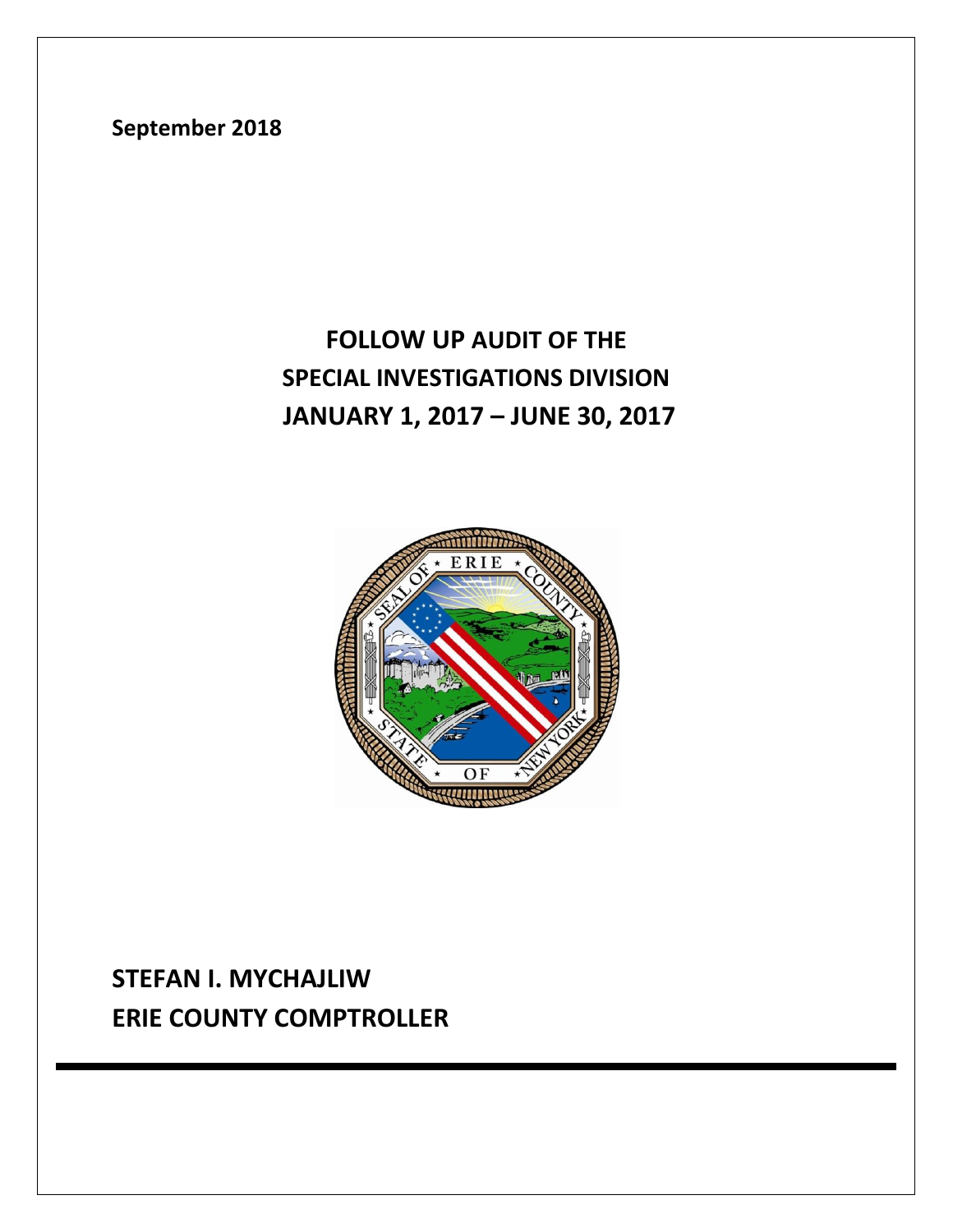September 2018

# FOLLOW UP AUDIT OF THE SPECIAL INVESTIGATIONS DIVISION JANUARY 1, 2017 – JUNE 30, 2017

**STEFAN I. MYCHAJLIW**
**ERIE COUNTY COMPTROLLER**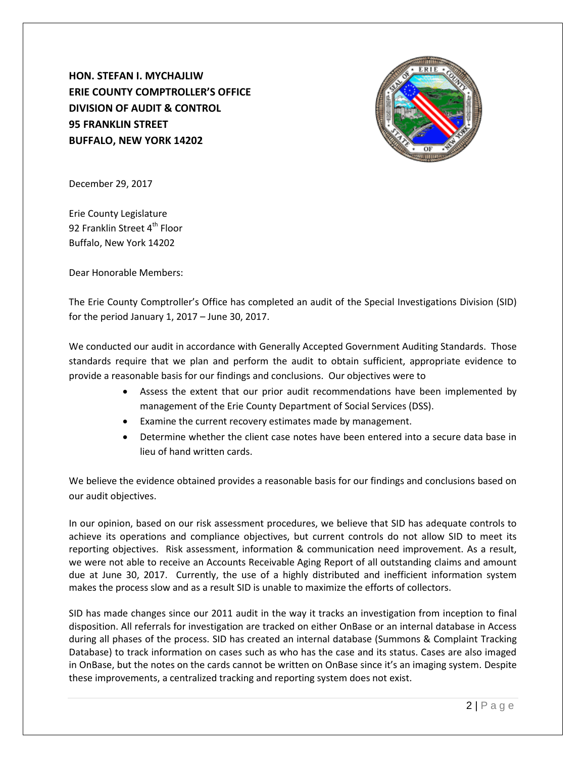**HON. STEFAN I. MYCHAJLIW**
**ERIE COUNTY COMPTROLLER'S OFFICE**
**DIVISION OF AUDIT & CONTROL**
**95 FRANKLIN STREET**
**BUFFALO, NEW YORK 14202**

December 29, 2017

Erie County Legislature
92 Franklin Street 4th Floor
Buffalo, New York 14202

Dear Honorable Members:

The Erie County Comptroller's Office has completed an audit of the Special Investigations Division (SID) for the period January 1, 2017 – June 30, 2017.

We conducted our audit in accordance with Generally Accepted Government Auditing Standards. Those standards require that we plan and perform the audit to obtain sufficient, appropriate evidence to provide a reasonable basis for our findings and conclusions. Our objectives were to

- Assess the extent that our prior audit recommendations have been implemented by management of the Erie County Department of Social Services (DSS).
- Examine the current recovery estimates made by management.
- Determine whether the client case notes have been entered into a secure data base in lieu of hand written cards.

We believe the evidence obtained provides a reasonable basis for our findings and conclusions based on our audit objectives.

In our opinion, based on our risk assessment procedures, we believe that SID has adequate controls to achieve its operations and compliance objectives, but current controls do not allow SID to meet its reporting objectives. Risk assessment, information & communication need improvement. As a result, we were not able to receive an Accounts Receivable Aging Report of all outstanding claims and amount due at June 30, 2017. Currently, the use of a highly distributed and inefficient information system makes the process slow and as a result SID is unable to maximize the efforts of collectors.

SID has made changes since our 2011 audit in the way it tracks an investigation from inception to final disposition. All referrals for investigation are tracked on either OnBase or an internal database in Access during all phases of the process. SID has created an internal database (Summons & Complaint Tracking Database) to track information on cases such as who has the case and its status. Cases are also imaged in OnBase, but the notes on the cards cannot be written on OnBase since it's an imaging system. Despite these improvements, a centralized tracking and reporting system does not exist.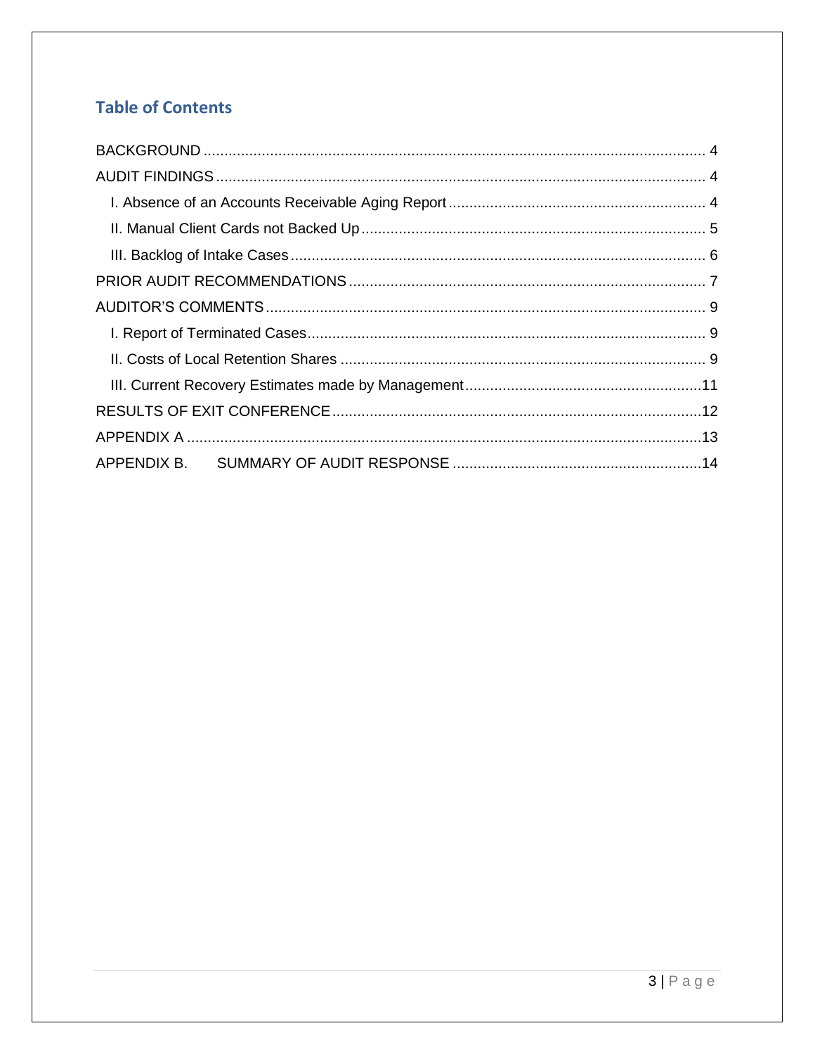## Table of Contents

BACKGROUND ........................................................................................................................ 4

AUDIT FINDINGS ................................................................................................................... 4

- I. Absence of an Accounts Receivable Aging Report ............................................................ 4
- II. Manual Client Cards not Backed Up ................................................................................. 5
- III. Backlog of Intake Cases .................................................................................................. 6

PRIOR AUDIT RECOMMENDATIONS .................................................................................... 7

AUDITOR'S COMMENTS ........................................................................................................ 9

- I. Report of Terminated Cases .............................................................................................. 9
- II. Costs of Local Retention Shares ....................................................................................... 9
- III. Current Recovery Estimates made by Management ........................................................ 11

RESULTS OF EXIT CONFERENCE ....................................................................................... 12

APPENDIX A .......................................................................................................................... 13

APPENDIX B. SUMMARY OF AUDIT RESPONSE .................................................................. 14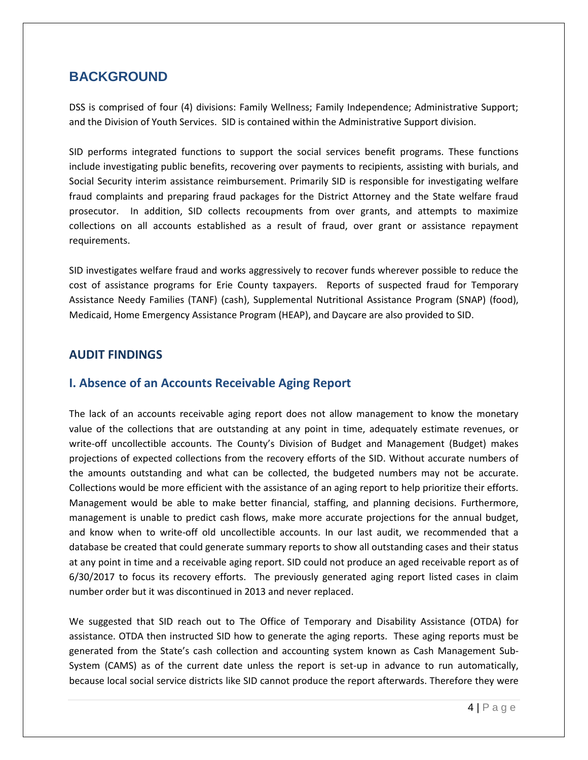## BACKGROUND

DSS is comprised of four (4) divisions: Family Wellness; Family Independence; Administrative Support; and the Division of Youth Services. SID is contained within the Administrative Support division.

SID performs integrated functions to support the social services benefit programs. These functions include investigating public benefits, recovering over payments to recipients, assisting with burials, and Social Security interim assistance reimbursement. Primarily SID is responsible for investigating welfare fraud complaints and preparing fraud packages for the District Attorney and the State welfare fraud prosecutor. In addition, SID collects recoupments from over grants, and attempts to maximize collections on all accounts established as a result of fraud, over grant or assistance repayment requirements.

SID investigates welfare fraud and works aggressively to recover funds wherever possible to reduce the cost of assistance programs for Erie County taxpayers. Reports of suspected fraud for Temporary Assistance Needy Families (TANF) (cash), Supplemental Nutritional Assistance Program (SNAP) (food), Medicaid, Home Emergency Assistance Program (HEAP), and Daycare are also provided to SID.

## AUDIT FINDINGS

### I. Absence of an Accounts Receivable Aging Report

The lack of an accounts receivable aging report does not allow management to know the monetary value of the collections that are outstanding at any point in time, adequately estimate revenues, or write-off uncollectible accounts. The County's Division of Budget and Management (Budget) makes projections of expected collections from the recovery efforts of the SID. Without accurate numbers of the amounts outstanding and what can be collected, the budgeted numbers may not be accurate. Collections would be more efficient with the assistance of an aging report to help prioritize their efforts. Management would be able to make better financial, staffing, and planning decisions. Furthermore, management is unable to predict cash flows, make more accurate projections for the annual budget, and know when to write-off old uncollectible accounts. In our last audit, we recommended that a database be created that could generate summary reports to show all outstanding cases and their status at any point in time and a receivable aging report. SID could not produce an aged receivable report as of 6/30/2017 to focus its recovery efforts. The previously generated aging report listed cases in claim number order but it was discontinued in 2013 and never replaced.

We suggested that SID reach out to The Office of Temporary and Disability Assistance (OTDA) for assistance. OTDA then instructed SID how to generate the aging reports. These aging reports must be generated from the State's cash collection and accounting system known as Cash Management Sub-System (CAMS) as of the current date unless the report is set-up in advance to run automatically, because local social service districts like SID cannot produce the report afterwards. Therefore they were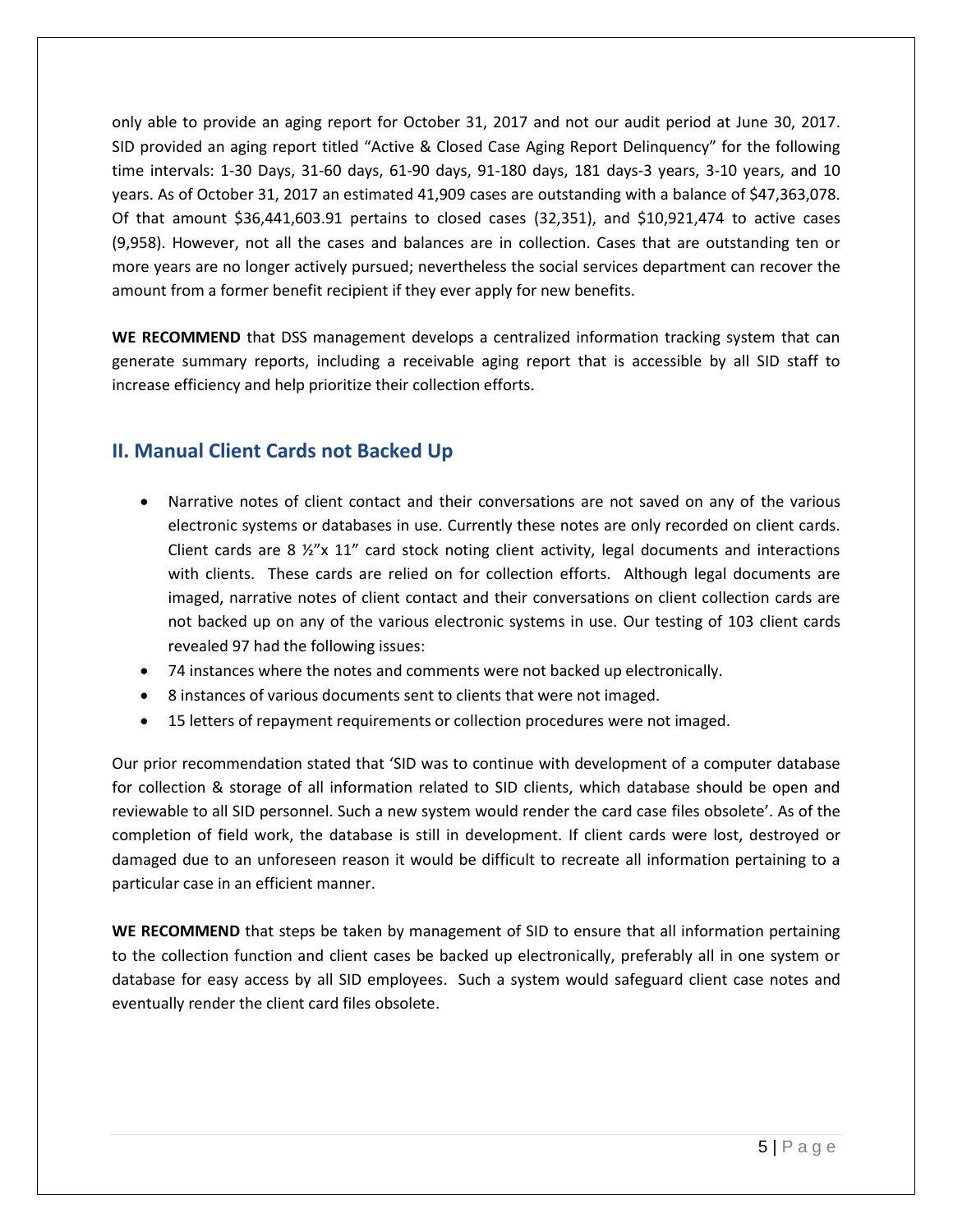only able to provide an aging report for October 31, 2017 and not our audit period at June 30, 2017. SID provided an aging report titled "Active & Closed Case Aging Report Delinquency" for the following time intervals: 1-30 Days, 31-60 days, 61-90 days, 91-180 days, 181 days-3 years, 3-10 years, and 10 years. As of October 31, 2017 an estimated 41,909 cases are outstanding with a balance of $47,363,078. Of that amount $36,441,603.91 pertains to closed cases (32,351), and $10,921,474 to active cases (9,958). However, not all the cases and balances are in collection. Cases that are outstanding ten or more years are no longer actively pursued; nevertheless the social services department can recover the amount from a former benefit recipient if they ever apply for new benefits.

**WE RECOMMEND** that DSS management develops a centralized information tracking system that can generate summary reports, including a receivable aging report that is accessible by all SID staff to increase efficiency and help prioritize their collection efforts.

## II. Manual Client Cards not Backed Up

- Narrative notes of client contact and their conversations are not saved on any of the various electronic systems or databases in use. Currently these notes are only recorded on client cards. Client cards are 8 ½"x 11" card stock noting client activity, legal documents and interactions with clients. These cards are relied on for collection efforts. Although legal documents are imaged, narrative notes of client contact and their conversations on client collection cards are not backed up on any of the various electronic systems in use. Our testing of 103 client cards revealed 97 had the following issues:
- 74 instances where the notes and comments were not backed up electronically.
- 8 instances of various documents sent to clients that were not imaged.
- 15 letters of repayment requirements or collection procedures were not imaged.

Our prior recommendation stated that 'SID was to continue with development of a computer database for collection & storage of all information related to SID clients, which database should be open and reviewable to all SID personnel. Such a new system would render the card case files obsolete'. As of the completion of field work, the database is still in development. If client cards were lost, destroyed or damaged due to an unforeseen reason it would be difficult to recreate all information pertaining to a particular case in an efficient manner.

**WE RECOMMEND** that steps be taken by management of SID to ensure that all information pertaining to the collection function and client cases be backed up electronically, preferably all in one system or database for easy access by all SID employees. Such a system would safeguard client case notes and eventually render the client card files obsolete.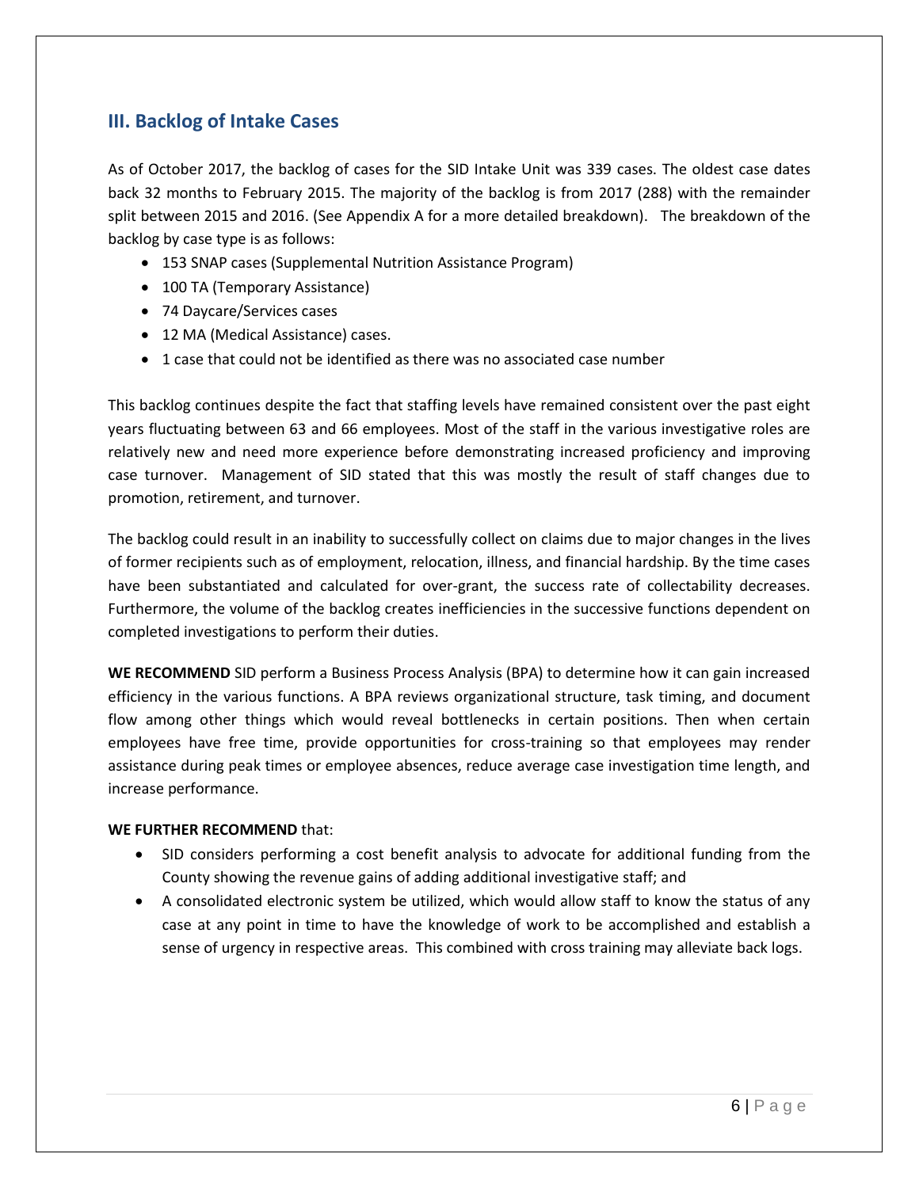## III. Backlog of Intake Cases

As of October 2017, the backlog of cases for the SID Intake Unit was 339 cases. The oldest case dates back 32 months to February 2015. The majority of the backlog is from 2017 (288) with the remainder split between 2015 and 2016. (See Appendix A for a more detailed breakdown). The breakdown of the backlog by case type is as follows:

- 153 SNAP cases (Supplemental Nutrition Assistance Program)
- 100 TA (Temporary Assistance)
- 74 Daycare/Services cases
- 12 MA (Medical Assistance) cases.
- 1 case that could not be identified as there was no associated case number

This backlog continues despite the fact that staffing levels have remained consistent over the past eight years fluctuating between 63 and 66 employees. Most of the staff in the various investigative roles are relatively new and need more experience before demonstrating increased proficiency and improving case turnover. Management of SID stated that this was mostly the result of staff changes due to promotion, retirement, and turnover.

The backlog could result in an inability to successfully collect on claims due to major changes in the lives of former recipients such as of employment, relocation, illness, and financial hardship. By the time cases have been substantiated and calculated for over-grant, the success rate of collectability decreases. Furthermore, the volume of the backlog creates inefficiencies in the successive functions dependent on completed investigations to perform their duties.

**WE RECOMMEND** SID perform a Business Process Analysis (BPA) to determine how it can gain increased efficiency in the various functions. A BPA reviews organizational structure, task timing, and document flow among other things which would reveal bottlenecks in certain positions. Then when certain employees have free time, provide opportunities for cross-training so that employees may render assistance during peak times or employee absences, reduce average case investigation time length, and increase performance.

**WE FURTHER RECOMMEND** that:

- SID considers performing a cost benefit analysis to advocate for additional funding from the County showing the revenue gains of adding additional investigative staff; and
- A consolidated electronic system be utilized, which would allow staff to know the status of any case at any point in time to have the knowledge of work to be accomplished and establish a sense of urgency in respective areas. This combined with cross training may alleviate back logs.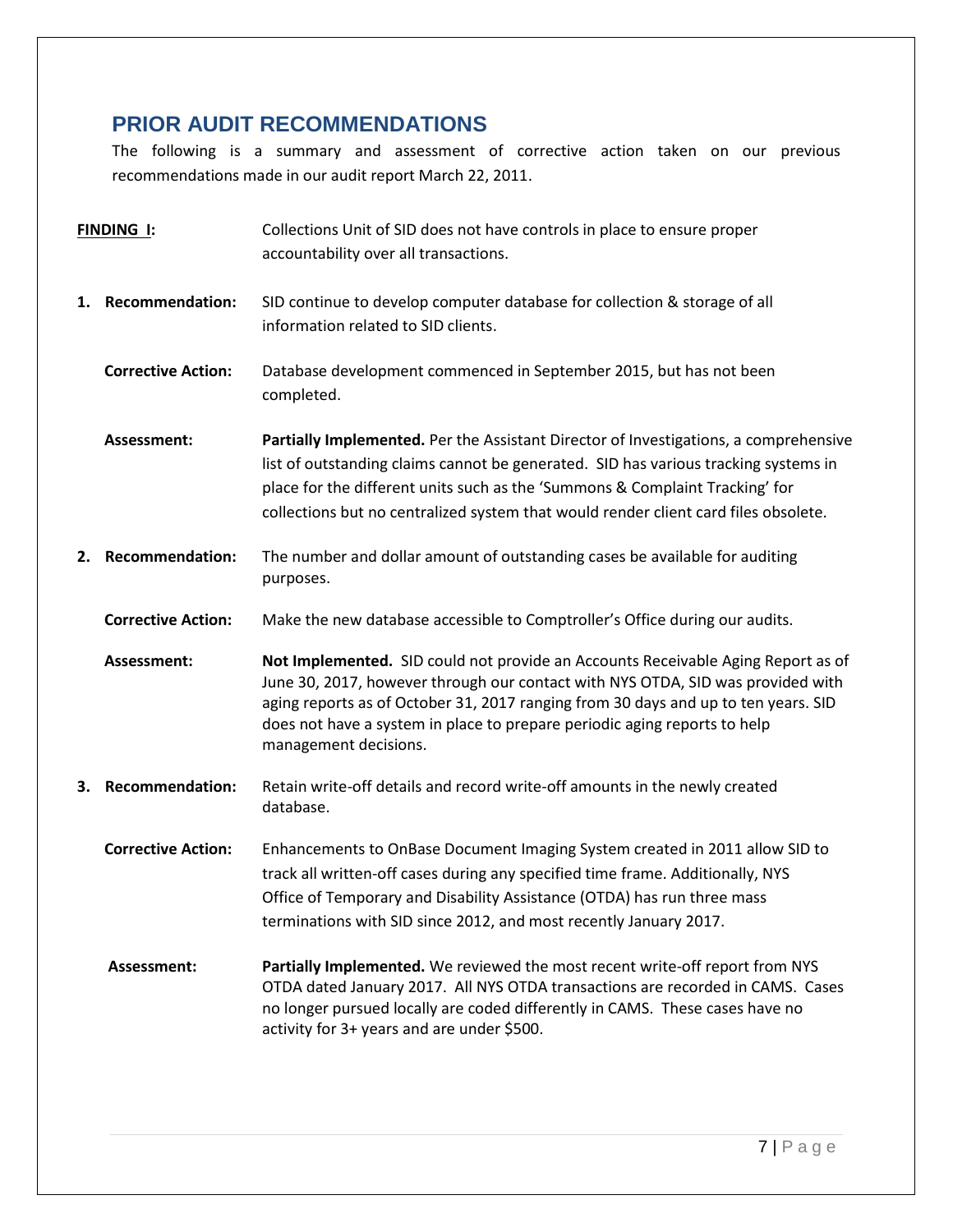## PRIOR AUDIT RECOMMENDATIONS

The following is a summary and assessment of corrective action taken on our previous recommendations made in our audit report March 22, 2011.

**FINDING I:** Collections Unit of SID does not have controls in place to ensure proper accountability over all transactions.

1. **Recommendation:** SID continue to develop computer database for collection & storage of all information related to SID clients.

   **Corrective Action:** Database development commenced in September 2015, but has not been completed.

   **Assessment:** **Partially Implemented.** Per the Assistant Director of Investigations, a comprehensive list of outstanding claims cannot be generated. SID has various tracking systems in place for the different units such as the 'Summons & Complaint Tracking' for collections but no centralized system that would render client card files obsolete.

2. **Recommendation:** The number and dollar amount of outstanding cases be available for auditing purposes.

   **Corrective Action:** Make the new database accessible to Comptroller's Office during our audits.

   **Assessment:** **Not Implemented.** SID could not provide an Accounts Receivable Aging Report as of June 30, 2017, however through our contact with NYS OTDA, SID was provided with aging reports as of October 31, 2017 ranging from 30 days and up to ten years. SID does not have a system in place to prepare periodic aging reports to help management decisions.

3. **Recommendation:** Retain write-off details and record write-off amounts in the newly created database.

   **Corrective Action:** Enhancements to OnBase Document Imaging System created in 2011 allow SID to track all written-off cases during any specified time frame. Additionally, NYS Office of Temporary and Disability Assistance (OTDA) has run three mass terminations with SID since 2012, and most recently January 2017.

   **Assessment:** **Partially Implemented.** We reviewed the most recent write-off report from NYS OTDA dated January 2017. All NYS OTDA transactions are recorded in CAMS. Cases no longer pursued locally are coded differently in CAMS. These cases have no activity for 3+ years and are under $500.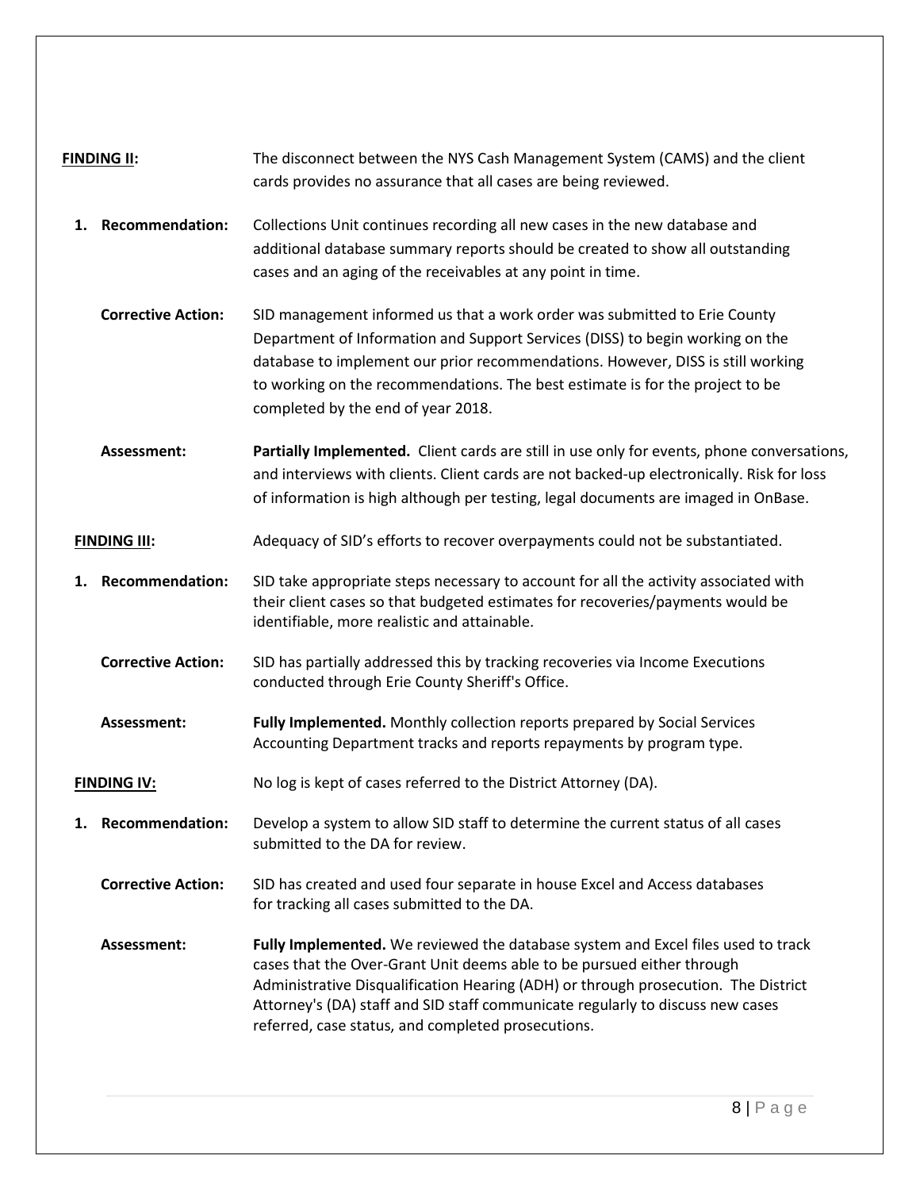**FINDING II:** The disconnect between the NYS Cash Management System (CAMS) and the client cards provides no assurance that all cases are being reviewed.

1. **Recommendation:** Collections Unit continues recording all new cases in the new database and additional database summary reports should be created to show all outstanding cases and an aging of the receivables at any point in time.

   **Corrective Action:** SID management informed us that a work order was submitted to Erie County Department of Information and Support Services (DISS) to begin working on the database to implement our prior recommendations. However, DISS is still working to working on the recommendations. The best estimate is for the project to be completed by the end of year 2018.

   **Assessment:** **Partially Implemented.** Client cards are still in use only for events, phone conversations, and interviews with clients. Client cards are not backed-up electronically. Risk for loss of information is high although per testing, legal documents are imaged in OnBase.

**FINDING III:** Adequacy of SID's efforts to recover overpayments could not be substantiated.

1. **Recommendation:** SID take appropriate steps necessary to account for all the activity associated with their client cases so that budgeted estimates for recoveries/payments would be identifiable, more realistic and attainable.

   **Corrective Action:** SID has partially addressed this by tracking recoveries via Income Executions conducted through Erie County Sheriff's Office.

   **Assessment:** **Fully Implemented.** Monthly collection reports prepared by Social Services Accounting Department tracks and reports repayments by program type.

**FINDING IV:** No log is kept of cases referred to the District Attorney (DA).

1. **Recommendation:** Develop a system to allow SID staff to determine the current status of all cases submitted to the DA for review.

   **Corrective Action:** SID has created and used four separate in house Excel and Access databases for tracking all cases submitted to the DA.

   **Assessment:** **Fully Implemented.** We reviewed the database system and Excel files used to track cases that the Over-Grant Unit deems able to be pursued either through Administrative Disqualification Hearing (ADH) or through prosecution. The District Attorney's (DA) staff and SID staff communicate regularly to discuss new cases referred, case status, and completed prosecutions.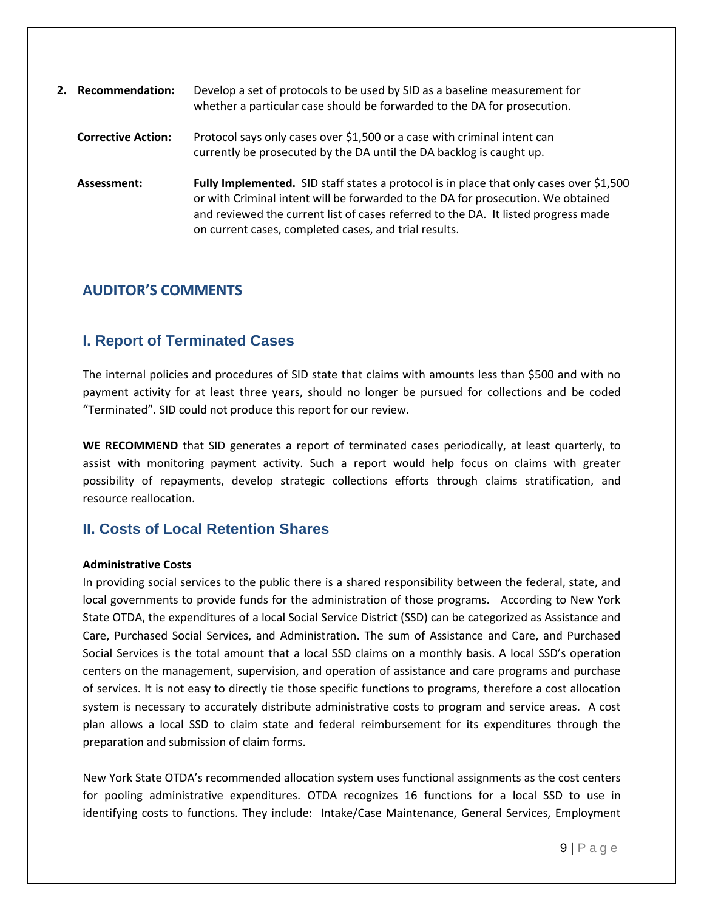**2. Recommendation:** Develop a set of protocols to be used by SID as a baseline measurement for whether a particular case should be forwarded to the DA for prosecution.

**Corrective Action:** Protocol says only cases over $1,500 or a case with criminal intent can currently be prosecuted by the DA until the DA backlog is caught up.

**Assessment:** **Fully Implemented.** SID staff states a protocol is in place that only cases over $1,500 or with Criminal intent will be forwarded to the DA for prosecution. We obtained and reviewed the current list of cases referred to the DA. It listed progress made on current cases, completed cases, and trial results.

## AUDITOR'S COMMENTS

## I. Report of Terminated Cases

The internal policies and procedures of SID state that claims with amounts less than $500 and with no payment activity for at least three years, should no longer be pursued for collections and be coded "Terminated". SID could not produce this report for our review.

**WE RECOMMEND** that SID generates a report of terminated cases periodically, at least quarterly, to assist with monitoring payment activity. Such a report would help focus on claims with greater possibility of repayments, develop strategic collections efforts through claims stratification, and resource reallocation.

## II. Costs of Local Retention Shares

**Administrative Costs**

In providing social services to the public there is a shared responsibility between the federal, state, and local governments to provide funds for the administration of those programs. According to New York State OTDA, the expenditures of a local Social Service District (SSD) can be categorized as Assistance and Care, Purchased Social Services, and Administration. The sum of Assistance and Care, and Purchased Social Services is the total amount that a local SSD claims on a monthly basis. A local SSD's operation centers on the management, supervision, and operation of assistance and care programs and purchase of services. It is not easy to directly tie those specific functions to programs, therefore a cost allocation system is necessary to accurately distribute administrative costs to program and service areas. A cost plan allows a local SSD to claim state and federal reimbursement for its expenditures through the preparation and submission of claim forms.

New York State OTDA's recommended allocation system uses functional assignments as the cost centers for pooling administrative expenditures. OTDA recognizes 16 functions for a local SSD to use in identifying costs to functions. They include: Intake/Case Maintenance, General Services, Employment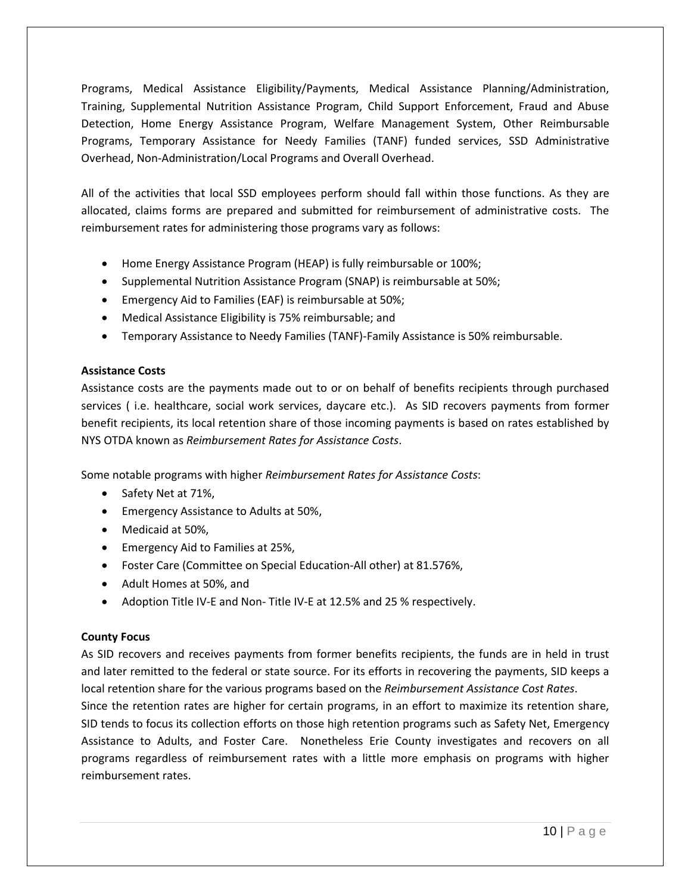Programs, Medical Assistance Eligibility/Payments, Medical Assistance Planning/Administration, Training, Supplemental Nutrition Assistance Program, Child Support Enforcement, Fraud and Abuse Detection, Home Energy Assistance Program, Welfare Management System, Other Reimbursable Programs, Temporary Assistance for Needy Families (TANF) funded services, SSD Administrative Overhead, Non-Administration/Local Programs and Overall Overhead.

All of the activities that local SSD employees perform should fall within those functions. As they are allocated, claims forms are prepared and submitted for reimbursement of administrative costs. The reimbursement rates for administering those programs vary as follows:

- Home Energy Assistance Program (HEAP) is fully reimbursable or 100%;
- Supplemental Nutrition Assistance Program (SNAP) is reimbursable at 50%;
- Emergency Aid to Families (EAF) is reimbursable at 50%;
- Medical Assistance Eligibility is 75% reimbursable; and
- Temporary Assistance to Needy Families (TANF)-Family Assistance is 50% reimbursable.

**Assistance Costs**

Assistance costs are the payments made out to or on behalf of benefits recipients through purchased services ( i.e. healthcare, social work services, daycare etc.). As SID recovers payments from former benefit recipients, its local retention share of those incoming payments is based on rates established by NYS OTDA known as *Reimbursement Rates for Assistance Costs*.

Some notable programs with higher *Reimbursement Rates for Assistance Costs*:

- Safety Net at 71%,
- Emergency Assistance to Adults at 50%,
- Medicaid at 50%,
- Emergency Aid to Families at 25%,
- Foster Care (Committee on Special Education-All other) at 81.576%,
- Adult Homes at 50%, and
- Adoption Title IV-E and Non- Title IV-E at 12.5% and 25 % respectively.

**County Focus**

As SID recovers and receives payments from former benefits recipients, the funds are in held in trust and later remitted to the federal or state source. For its efforts in recovering the payments, SID keeps a local retention share for the various programs based on the *Reimbursement Assistance Cost Rates*.
Since the retention rates are higher for certain programs, in an effort to maximize its retention share, SID tends to focus its collection efforts on those high retention programs such as Safety Net, Emergency Assistance to Adults, and Foster Care. Nonetheless Erie County investigates and recovers on all programs regardless of reimbursement rates with a little more emphasis on programs with higher reimbursement rates.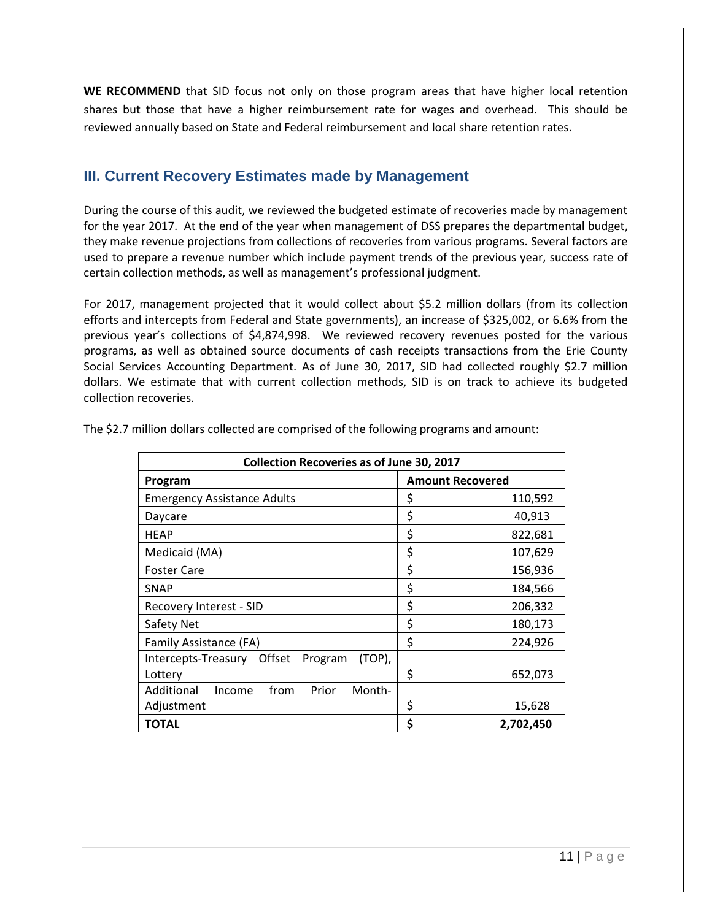**WE RECOMMEND** that SID focus not only on those program areas that have higher local retention shares but those that have a higher reimbursement rate for wages and overhead. This should be reviewed annually based on State and Federal reimbursement and local share retention rates.

## III. Current Recovery Estimates made by Management

During the course of this audit, we reviewed the budgeted estimate of recoveries made by management for the year 2017. At the end of the year when management of DSS prepares the departmental budget, they make revenue projections from collections of recoveries from various programs. Several factors are used to prepare a revenue number which include payment trends of the previous year, success rate of certain collection methods, as well as management's professional judgment.

For 2017, management projected that it would collect about $5.2 million dollars (from its collection efforts and intercepts from Federal and State governments), an increase of $325,002, or 6.6% from the previous year's collections of $4,874,998. We reviewed recovery revenues posted for the various programs, as well as obtained source documents of cash receipts transactions from the Erie County Social Services Accounting Department. As of June 30, 2017, SID had collected roughly $2.7 million dollars. We estimate that with current collection methods, SID is on track to achieve its budgeted collection recoveries.

The $2.7 million dollars collected are comprised of the following programs and amount:

| Collection Recoveries as of June 30, 2017 | |
|---|---|
| **Program** | **Amount Recovered** |
| Emergency Assistance Adults | $ 110,592 |
| Daycare | $ 40,913 |
| HEAP | $ 822,681 |
| Medicaid (MA) | $ 107,629 |
| Foster Care | $ 156,936 |
| SNAP | $ 184,566 |
| Recovery Interest - SID | $ 206,332 |
| Safety Net | $ 180,173 |
| Family Assistance (FA) | $ 224,926 |
| Intercepts-Treasury Offset Program (TOP), Lottery | $ 652,073 |
| Additional Income from Prior Month-Adjustment | $ 15,628 |
| **TOTAL** | **$ 2,702,450** |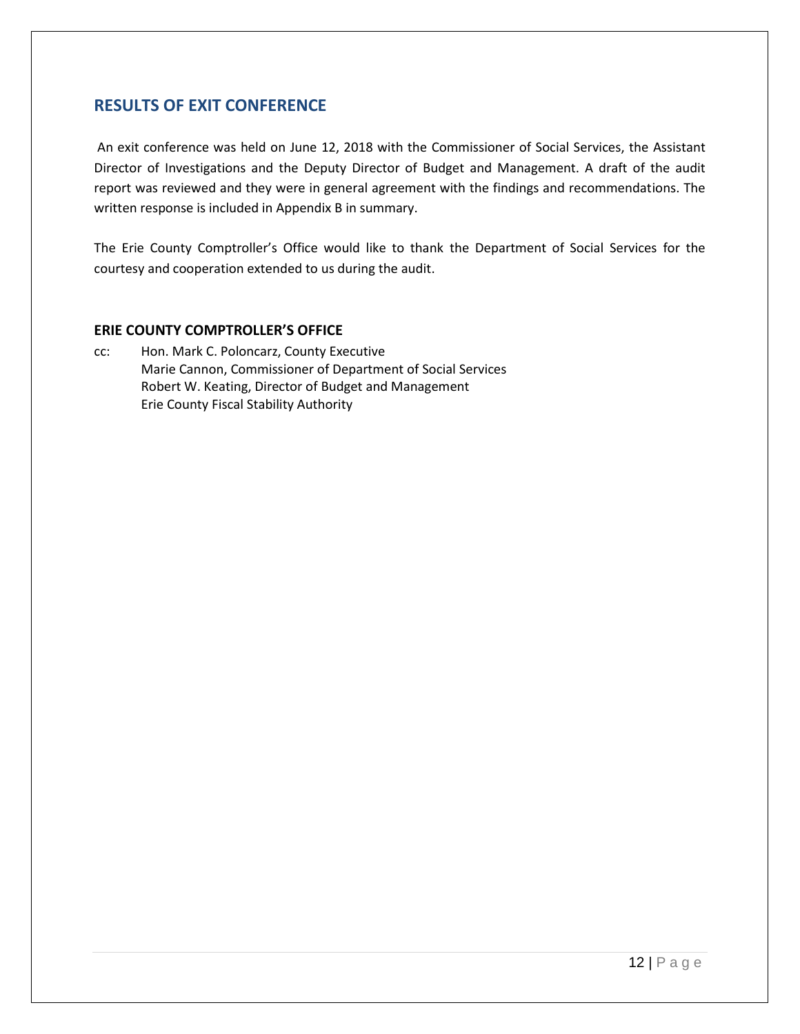## RESULTS OF EXIT CONFERENCE

An exit conference was held on June 12, 2018 with the Commissioner of Social Services, the Assistant Director of Investigations and the Deputy Director of Budget and Management. A draft of the audit report was reviewed and they were in general agreement with the findings and recommendations. The written response is included in Appendix B in summary.

The Erie County Comptroller's Office would like to thank the Department of Social Services for the courtesy and cooperation extended to us during the audit.

**ERIE COUNTY COMPTROLLER'S OFFICE**

cc: Hon. Mark C. Poloncarz, County Executive
Marie Cannon, Commissioner of Department of Social Services
Robert W. Keating, Director of Budget and Management
Erie County Fiscal Stability Authority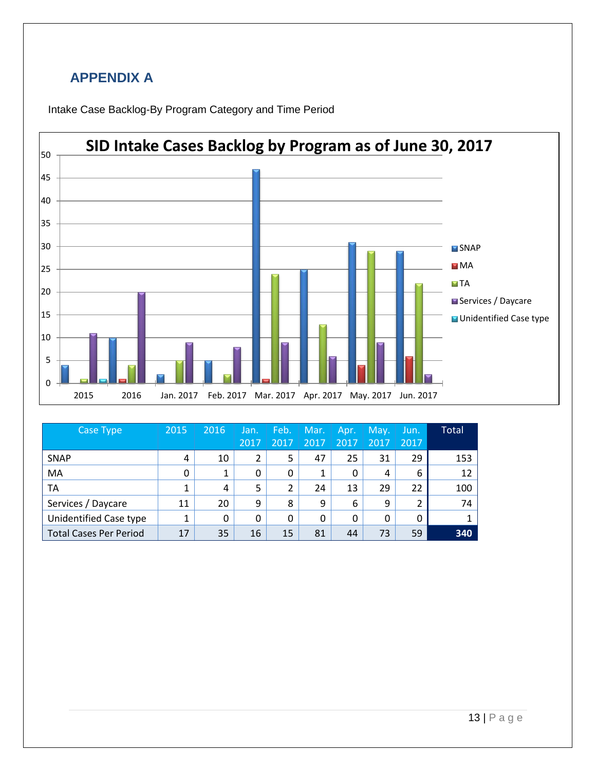## APPENDIX A

Intake Case Backlog-By Program Category and Time Period

**SID Intake Cases Backlog by Program as of June 30, 2017**

| Case Type | 2015 | 2016 | Jan. 2017 | Feb. 2017 | Mar. 2017 | Apr. 2017 | May. 2017 | Jun. 2017 | Total |
|---|---|---|---|---|---|---|---|---|---|
| SNAP | 4 | 10 | 2 | 5 | 47 | 25 | 31 | 29 | 153 |
| MA | 0 | 1 | 0 | 0 | 1 | 0 | 4 | 6 | 12 |
| TA | 1 | 4 | 5 | 2 | 24 | 13 | 29 | 22 | 100 |
| Services / Daycare | 11 | 20 | 9 | 8 | 9 | 6 | 9 | 2 | 74 |
| Unidentified Case type | 1 | 0 | 0 | 0 | 0 | 0 | 0 | 0 | 1 |
| Total Cases Per Period | 17 | 35 | 16 | 15 | 81 | 44 | 73 | 59 | 340 |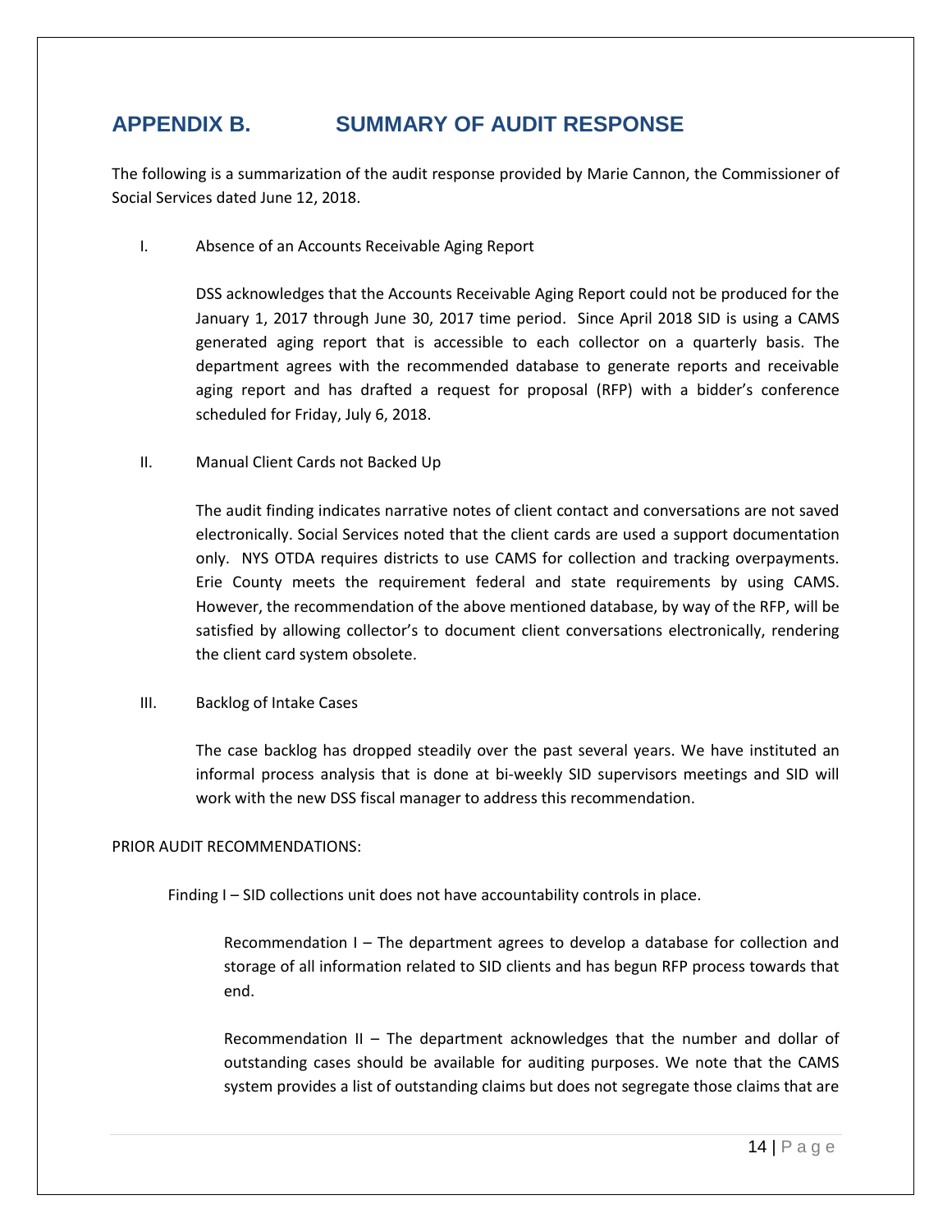# APPENDIX B. SUMMARY OF AUDIT RESPONSE

The following is a summarization of the audit response provided by Marie Cannon, the Commissioner of Social Services dated June 12, 2018.

I. Absence of an Accounts Receivable Aging Report

DSS acknowledges that the Accounts Receivable Aging Report could not be produced for the January 1, 2017 through June 30, 2017 time period. Since April 2018 SID is using a CAMS generated aging report that is accessible to each collector on a quarterly basis. The department agrees with the recommended database to generate reports and receivable aging report and has drafted a request for proposal (RFP) with a bidder's conference scheduled for Friday, July 6, 2018.

II. Manual Client Cards not Backed Up

The audit finding indicates narrative notes of client contact and conversations are not saved electronically. Social Services noted that the client cards are used a support documentation only. NYS OTDA requires districts to use CAMS for collection and tracking overpayments. Erie County meets the requirement federal and state requirements by using CAMS. However, the recommendation of the above mentioned database, by way of the RFP, will be satisfied by allowing collector's to document client conversations electronically, rendering the client card system obsolete.

III. Backlog of Intake Cases

The case backlog has dropped steadily over the past several years. We have instituted an informal process analysis that is done at bi-weekly SID supervisors meetings and SID will work with the new DSS fiscal manager to address this recommendation.

PRIOR AUDIT RECOMMENDATIONS:

Finding I – SID collections unit does not have accountability controls in place.

Recommendation I – The department agrees to develop a database for collection and storage of all information related to SID clients and has begun RFP process towards that end.

Recommendation II – The department acknowledges that the number and dollar of outstanding cases should be available for auditing purposes. We note that the CAMS system provides a list of outstanding claims but does not segregate those claims that are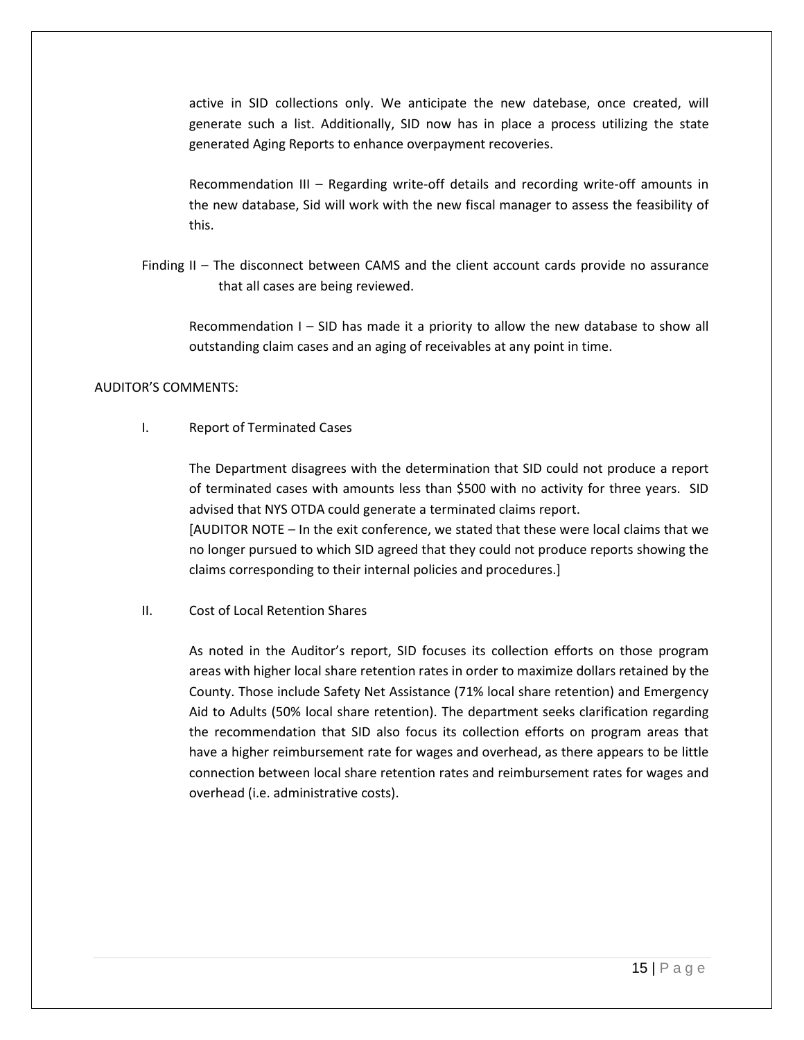active in SID collections only. We anticipate the new datebase, once created, will generate such a list. Additionally, SID now has in place a process utilizing the state generated Aging Reports to enhance overpayment recoveries.

Recommendation III – Regarding write-off details and recording write-off amounts in the new database, Sid will work with the new fiscal manager to assess the feasibility of this.

Finding II – The disconnect between CAMS and the client account cards provide no assurance that all cases are being reviewed.

Recommendation I – SID has made it a priority to allow the new database to show all outstanding claim cases and an aging of receivables at any point in time.

AUDITOR'S COMMENTS:

I. Report of Terminated Cases

The Department disagrees with the determination that SID could not produce a report of terminated cases with amounts less than $500 with no activity for three years. SID advised that NYS OTDA could generate a terminated claims report.
[AUDITOR NOTE – In the exit conference, we stated that these were local claims that we no longer pursued to which SID agreed that they could not produce reports showing the claims corresponding to their internal policies and procedures.]

II. Cost of Local Retention Shares

As noted in the Auditor's report, SID focuses its collection efforts on those program areas with higher local share retention rates in order to maximize dollars retained by the County. Those include Safety Net Assistance (71% local share retention) and Emergency Aid to Adults (50% local share retention). The department seeks clarification regarding the recommendation that SID also focus its collection efforts on program areas that have a higher reimbursement rate for wages and overhead, as there appears to be little connection between local share retention rates and reimbursement rates for wages and overhead (i.e. administrative costs).